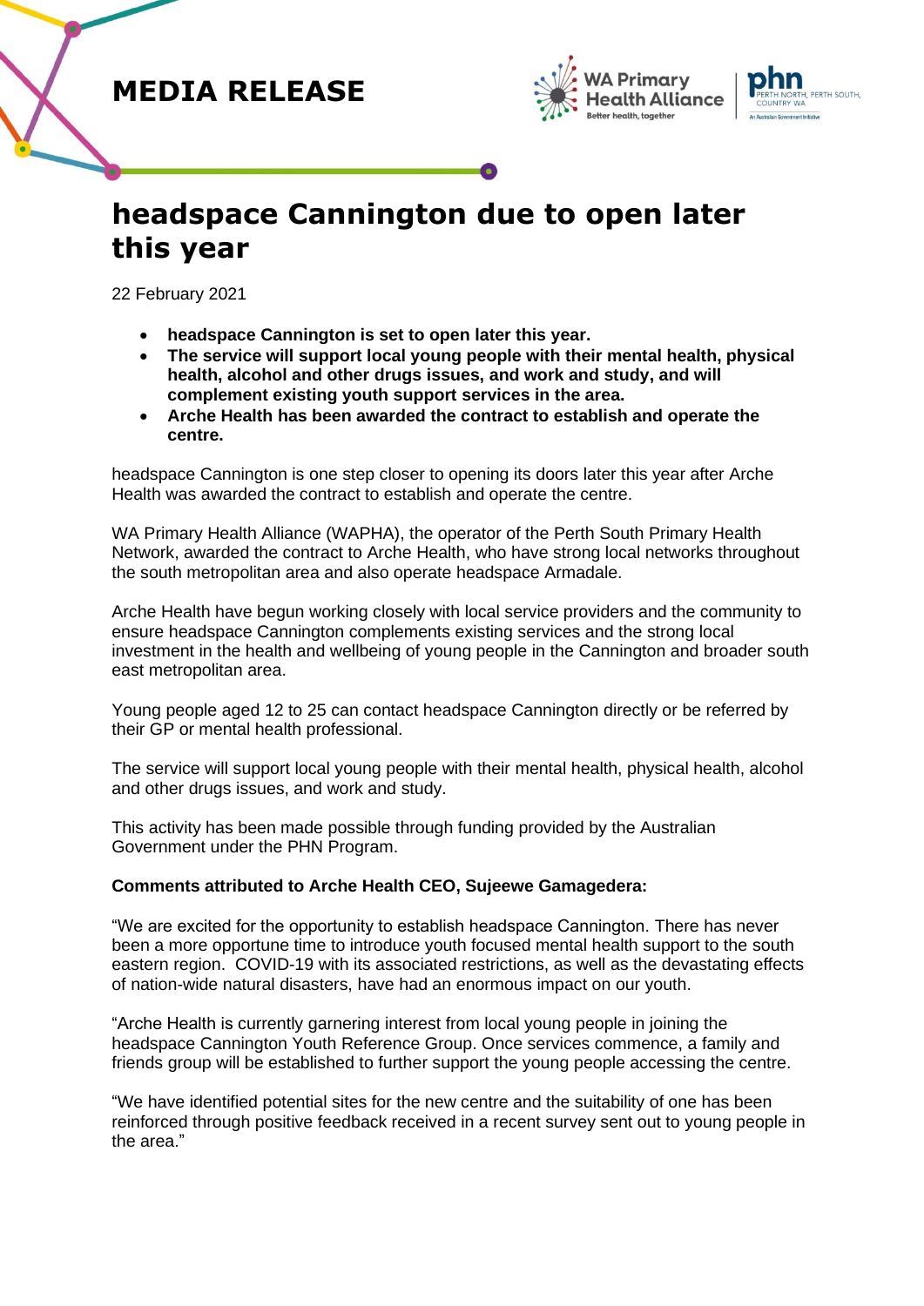**MEDIA RELEASE**

# headspace Cannington due to open later this year

22 February 2021

- **headspace Cannington is set to open later this year.**
- **The service will support local young people with their mental health, physical health, alcohol and other drugs issues, and work and study, and will complement existing youth support services in the area.**
- **Arche Health has been awarded the contract to establish and operate the centre.**

headspace Cannington is one step closer to opening its doors later this year after Arche Health was awarded the contract to establish and operate the centre.

WA Primary Health Alliance (WAPHA), the operator of the Perth South Primary Health Network, awarded the contract to Arche Health, who have strong local networks throughout the south metropolitan area and also operate headspace Armadale.

Arche Health have begun working closely with local service providers and the community to ensure headspace Cannington complements existing services and the strong local investment in the health and wellbeing of young people in the Cannington and broader south east metropolitan area.

Young people aged 12 to 25 can contact headspace Cannington directly or be referred by their GP or mental health professional.

The service will support local young people with their mental health, physical health, alcohol and other drugs issues, and work and study.

This activity has been made possible through funding provided by the Australian Government under the PHN Program.

**Comments attributed to Arche Health CEO, Sujeewe Gamagedera:**

"We are excited for the opportunity to establish headspace Cannington. There has never been a more opportune time to introduce youth focused mental health support to the south eastern region. COVID-19 with its associated restrictions, as well as the devastating effects of nation-wide natural disasters, have had an enormous impact on our youth.

"Arche Health is currently garnering interest from local young people in joining the headspace Cannington Youth Reference Group. Once services commence, a family and friends group will be established to further support the young people accessing the centre.

"We have identified potential sites for the new centre and the suitability of one has been reinforced through positive feedback received in a recent survey sent out to young people in the area."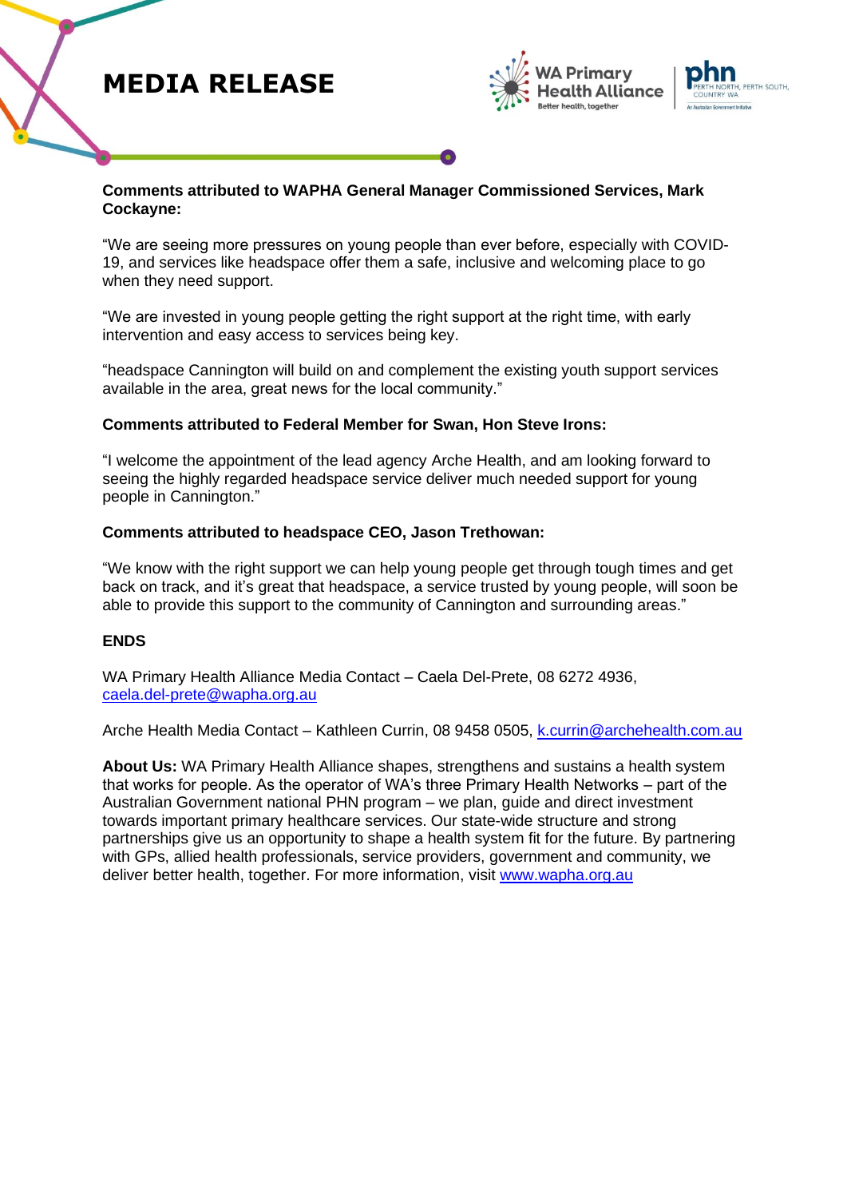# MEDIA RELEASE

**Comments attributed to WAPHA General Manager Commissioned Services, Mark Cockayne:**

"We are seeing more pressures on young people than ever before, especially with COVID-19, and services like headspace offer them a safe, inclusive and welcoming place to go when they need support.

"We are invested in young people getting the right support at the right time, with early intervention and easy access to services being key.

"headspace Cannington will build on and complement the existing youth support services available in the area, great news for the local community."

**Comments attributed to Federal Member for Swan, Hon Steve Irons:**

"I welcome the appointment of the lead agency Arche Health, and am looking forward to seeing the highly regarded headspace service deliver much needed support for young people in Cannington."

**Comments attributed to headspace CEO, Jason Trethowan:**

"We know with the right support we can help young people get through tough times and get back on track, and it's great that headspace, a service trusted by young people, will soon be able to provide this support to the community of Cannington and surrounding areas."

**ENDS**

WA Primary Health Alliance Media Contact – Caela Del-Prete, 08 6272 4936, caela.del-prete@wapha.org.au

Arche Health Media Contact – Kathleen Currin, 08 9458 0505, k.currin@archehealth.com.au

**About Us:** WA Primary Health Alliance shapes, strengthens and sustains a health system that works for people. As the operator of WA's three Primary Health Networks – part of the Australian Government national PHN program – we plan, guide and direct investment towards important primary healthcare services. Our state-wide structure and strong partnerships give us an opportunity to shape a health system fit for the future. By partnering with GPs, allied health professionals, service providers, government and community, we deliver better health, together. For more information, visit www.wapha.org.au